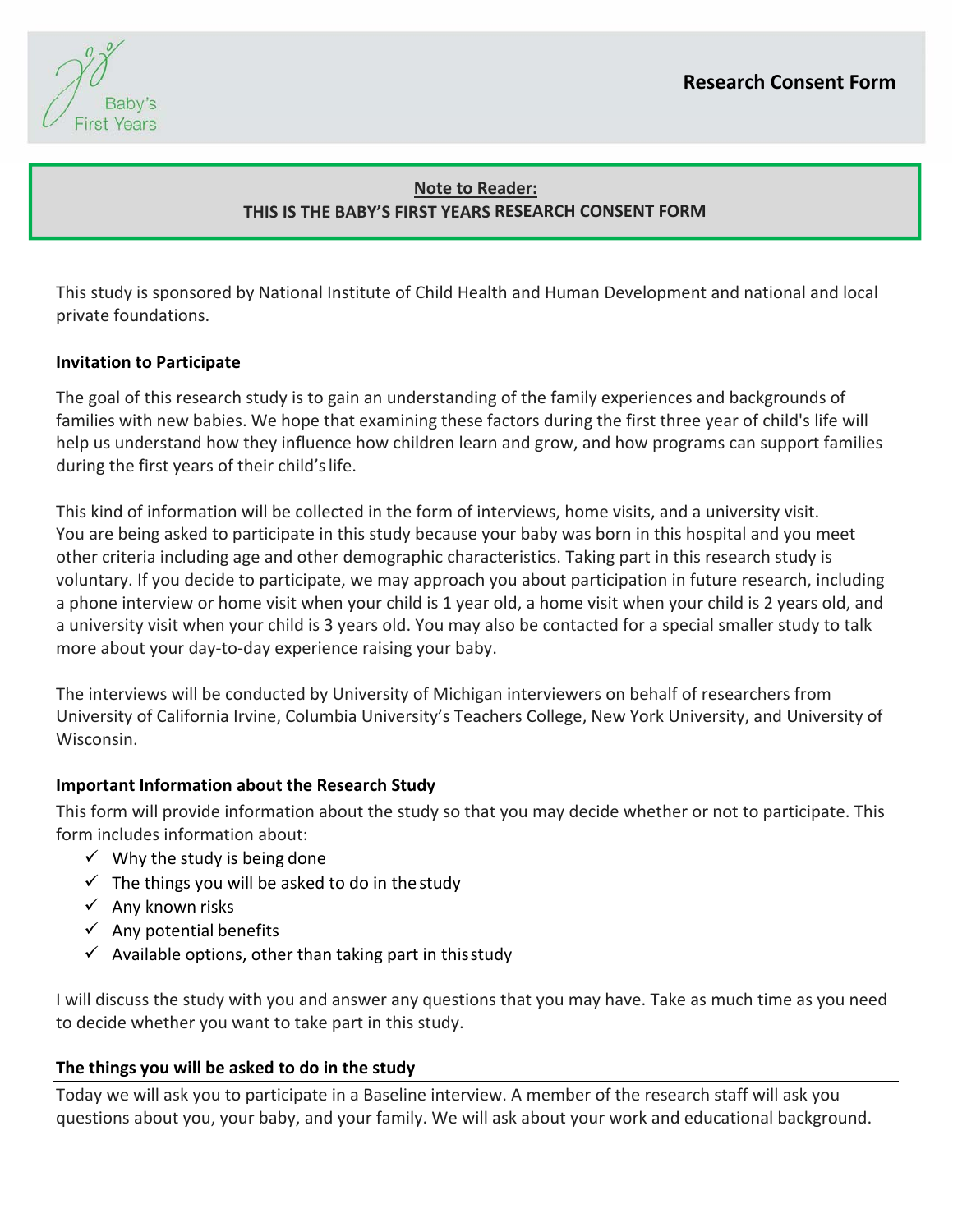Baby's First Years

# Research Consent Form

**Note to Reader:**
**THIS IS THE BABY'S FIRST YEARS RESEARCH CONSENT FORM**

This study is sponsored by National Institute of Child Health and Human Development and national and local private foundations.

## Invitation to Participate

The goal of this research study is to gain an understanding of the family experiences and backgrounds of families with new babies. We hope that examining these factors during the first three year of child's life will help us understand how they influence how children learn and grow, and how programs can support families during the first years of their child's life.

This kind of information will be collected in the form of interviews, home visits, and a university visit. You are being asked to participate in this study because your baby was born in this hospital and you meet other criteria including age and other demographic characteristics. Taking part in this research study is voluntary. If you decide to participate, we may approach you about participation in future research, including a phone interview or home visit when your child is 1 year old, a home visit when your child is 2 years old, and a university visit when your child is 3 years old. You may also be contacted for a special smaller study to talk more about your day-to-day experience raising your baby.

The interviews will be conducted by University of Michigan interviewers on behalf of researchers from University of California Irvine, Columbia University's Teachers College, New York University, and University of Wisconsin.

## Important Information about the Research Study

This form will provide information about the study so that you may decide whether or not to participate. This form includes information about:

- ✓ Why the study is being done
- ✓ The things you will be asked to do in the study
- ✓ Any known risks
- ✓ Any potential benefits
- ✓ Available options, other than taking part in this study

I will discuss the study with you and answer any questions that you may have. Take as much time as you need to decide whether you want to take part in this study.

## The things you will be asked to do in the study

Today we will ask you to participate in a Baseline interview. A member of the research staff will ask you questions about you, your baby, and your family. We will ask about your work and educational background.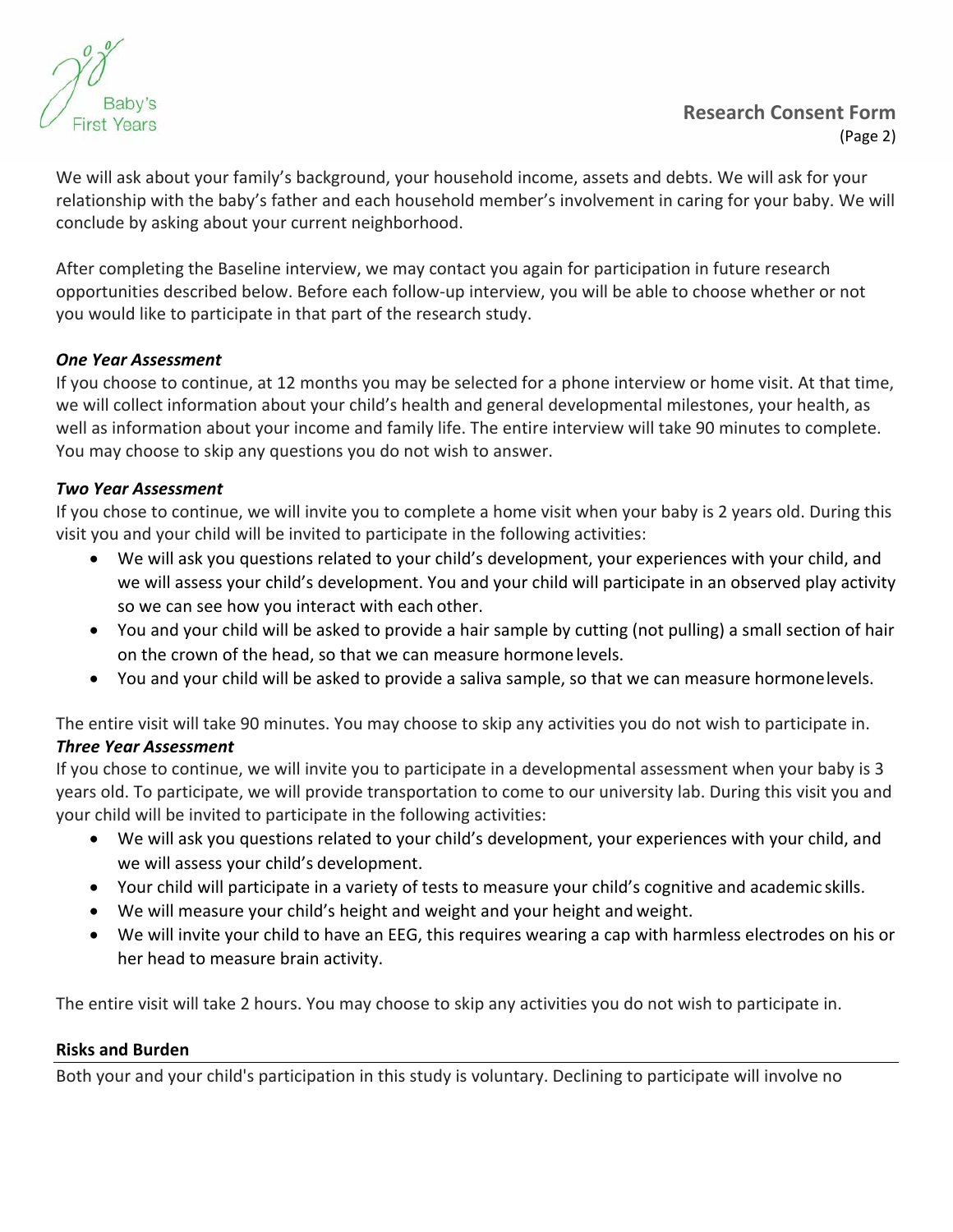We will ask about your family's background, your household income, assets and debts. We will ask for your relationship with the baby's father and each household member's involvement in caring for your baby. We will conclude by asking about your current neighborhood.

After completing the Baseline interview, we may contact you again for participation in future research opportunities described below. Before each follow-up interview, you will be able to choose whether or not you would like to participate in that part of the research study.

***One Year Assessment***

If you choose to continue, at 12 months you may be selected for a phone interview or home visit. At that time, we will collect information about your child's health and general developmental milestones, your health, as well as information about your income and family life. The entire interview will take 90 minutes to complete. You may choose to skip any questions you do not wish to answer.

***Two Year Assessment***

If you chose to continue, we will invite you to complete a home visit when your baby is 2 years old. During this visit you and your child will be invited to participate in the following activities:

- We will ask you questions related to your child's development, your experiences with your child, and we will assess your child's development. You and your child will participate in an observed play activity so we can see how you interact with each other.
- You and your child will be asked to provide a hair sample by cutting (not pulling) a small section of hair on the crown of the head, so that we can measure hormone levels.
- You and your child will be asked to provide a saliva sample, so that we can measure hormone levels.

The entire visit will take 90 minutes. You may choose to skip any activities you do not wish to participate in.

***Three Year Assessment***

If you chose to continue, we will invite you to participate in a developmental assessment when your baby is 3 years old. To participate, we will provide transportation to come to our university lab. During this visit you and your child will be invited to participate in the following activities:

- We will ask you questions related to your child's development, your experiences with your child, and we will assess your child's development.
- Your child will participate in a variety of tests to measure your child's cognitive and academic skills.
- We will measure your child's height and weight and your height and weight.
- We will invite your child to have an EEG, this requires wearing a cap with harmless electrodes on his or her head to measure brain activity.

The entire visit will take 2 hours. You may choose to skip any activities you do not wish to participate in.

**Risks and Burden**

Both your and your child's participation in this study is voluntary. Declining to participate will involve no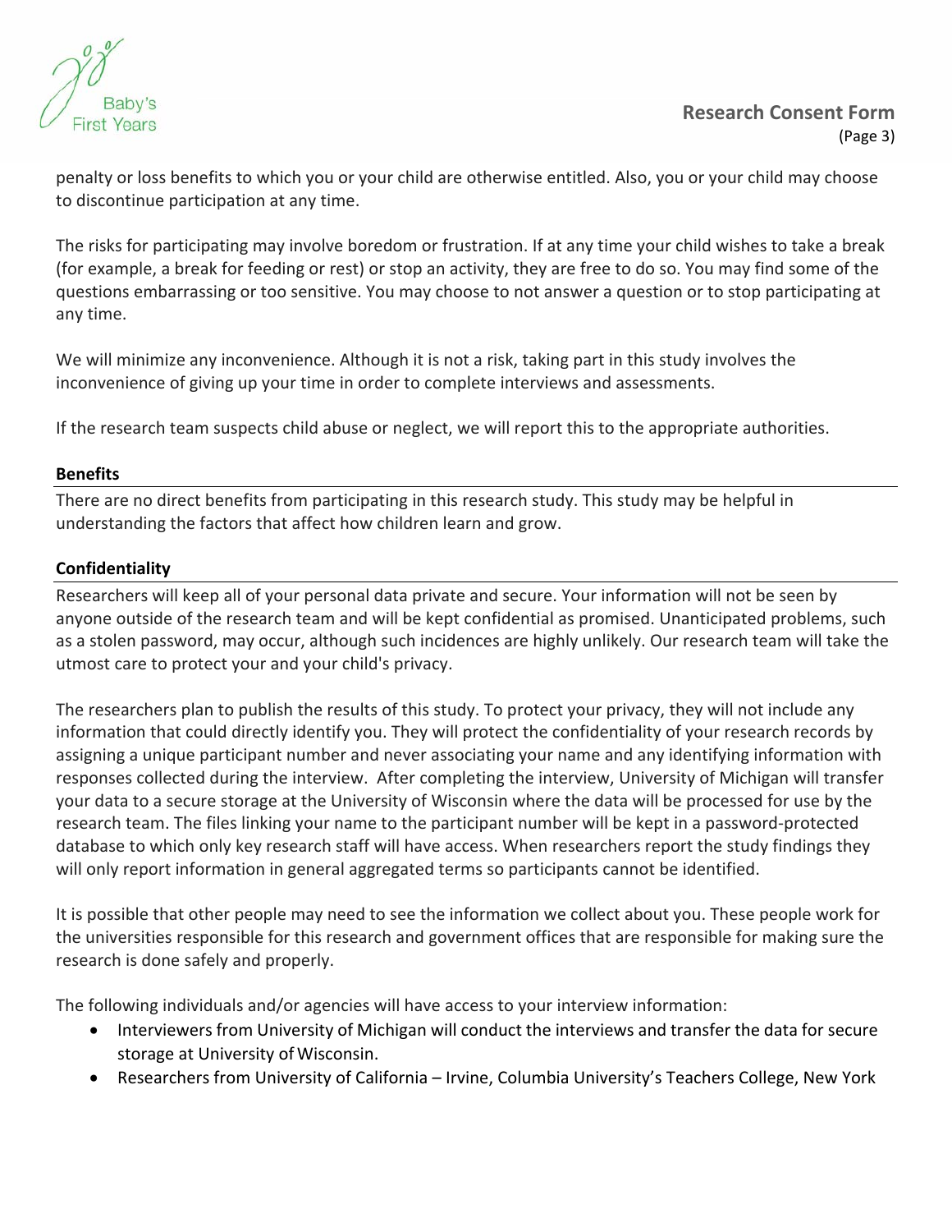penalty or loss benefits to which you or your child are otherwise entitled. Also, you or your child may choose to discontinue participation at any time.

The risks for participating may involve boredom or frustration. If at any time your child wishes to take a break (for example, a break for feeding or rest) or stop an activity, they are free to do so. You may find some of the questions embarrassing or too sensitive. You may choose to not answer a question or to stop participating at any time.

We will minimize any inconvenience. Although it is not a risk, taking part in this study involves the inconvenience of giving up your time in order to complete interviews and assessments.

If the research team suspects child abuse or neglect, we will report this to the appropriate authorities.

**Benefits**

There are no direct benefits from participating in this research study. This study may be helpful in understanding the factors that affect how children learn and grow.

**Confidentiality**

Researchers will keep all of your personal data private and secure. Your information will not be seen by anyone outside of the research team and will be kept confidential as promised. Unanticipated problems, such as a stolen password, may occur, although such incidences are highly unlikely. Our research team will take the utmost care to protect your and your child's privacy.

The researchers plan to publish the results of this study. To protect your privacy, they will not include any information that could directly identify you. They will protect the confidentiality of your research records by assigning a unique participant number and never associating your name and any identifying information with responses collected during the interview. After completing the interview, University of Michigan will transfer your data to a secure storage at the University of Wisconsin where the data will be processed for use by the research team. The files linking your name to the participant number will be kept in a password-protected database to which only key research staff will have access. When researchers report the study findings they will only report information in general aggregated terms so participants cannot be identified.

It is possible that other people may need to see the information we collect about you. These people work for the universities responsible for this research and government offices that are responsible for making sure the research is done safely and properly.

The following individuals and/or agencies will have access to your interview information:

- Interviewers from University of Michigan will conduct the interviews and transfer the data for secure storage at University of Wisconsin.
- Researchers from University of California – Irvine, Columbia University's Teachers College, New York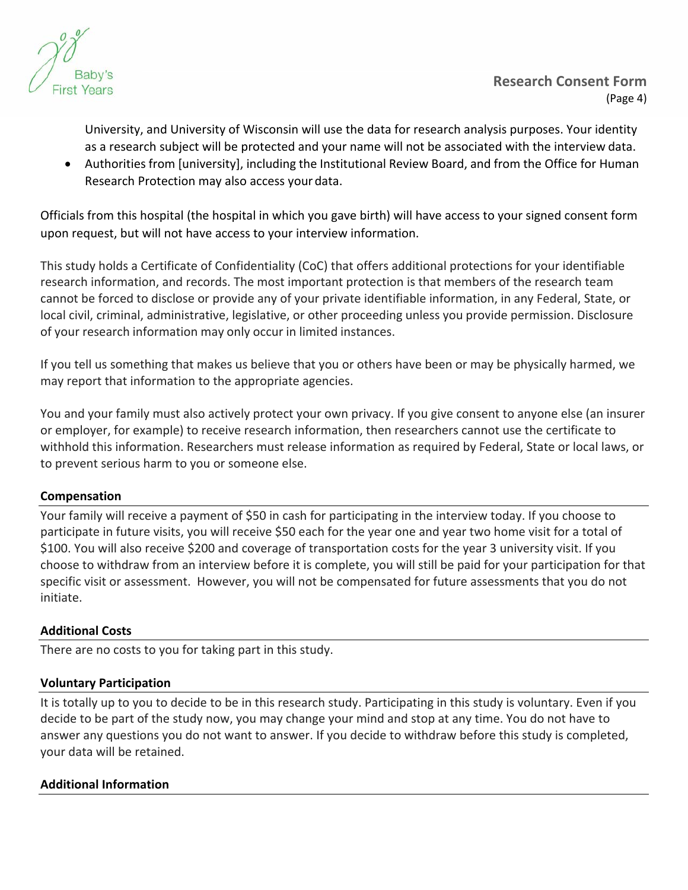University, and University of Wisconsin will use the data for research analysis purposes. Your identity as a research subject will be protected and your name will not be associated with the interview data.

- Authorities from [university], including the Institutional Review Board, and from the Office for Human Research Protection may also access your data.

Officials from this hospital (the hospital in which you gave birth) will have access to your signed consent form upon request, but will not have access to your interview information.

This study holds a Certificate of Confidentiality (CoC) that offers additional protections for your identifiable research information, and records. The most important protection is that members of the research team cannot be forced to disclose or provide any of your private identifiable information, in any Federal, State, or local civil, criminal, administrative, legislative, or other proceeding unless you provide permission. Disclosure of your research information may only occur in limited instances.

If you tell us something that makes us believe that you or others have been or may be physically harmed, we may report that information to the appropriate agencies.

You and your family must also actively protect your own privacy. If you give consent to anyone else (an insurer or employer, for example) to receive research information, then researchers cannot use the certificate to withhold this information. Researchers must release information as required by Federal, State or local laws, or to prevent serious harm to you or someone else.

## Compensation

Your family will receive a payment of $50 in cash for participating in the interview today. If you choose to participate in future visits, you will receive $50 each for the year one and year two home visit for a total of $100. You will also receive $200 and coverage of transportation costs for the year 3 university visit. If you choose to withdraw from an interview before it is complete, you will still be paid for your participation for that specific visit or assessment. However, you will not be compensated for future assessments that you do not initiate.

## Additional Costs

There are no costs to you for taking part in this study.

## Voluntary Participation

It is totally up to you to decide to be in this research study. Participating in this study is voluntary. Even if you decide to be part of the study now, you may change your mind and stop at any time. You do not have to answer any questions you do not want to answer. If you decide to withdraw before this study is completed, your data will be retained.

## Additional Information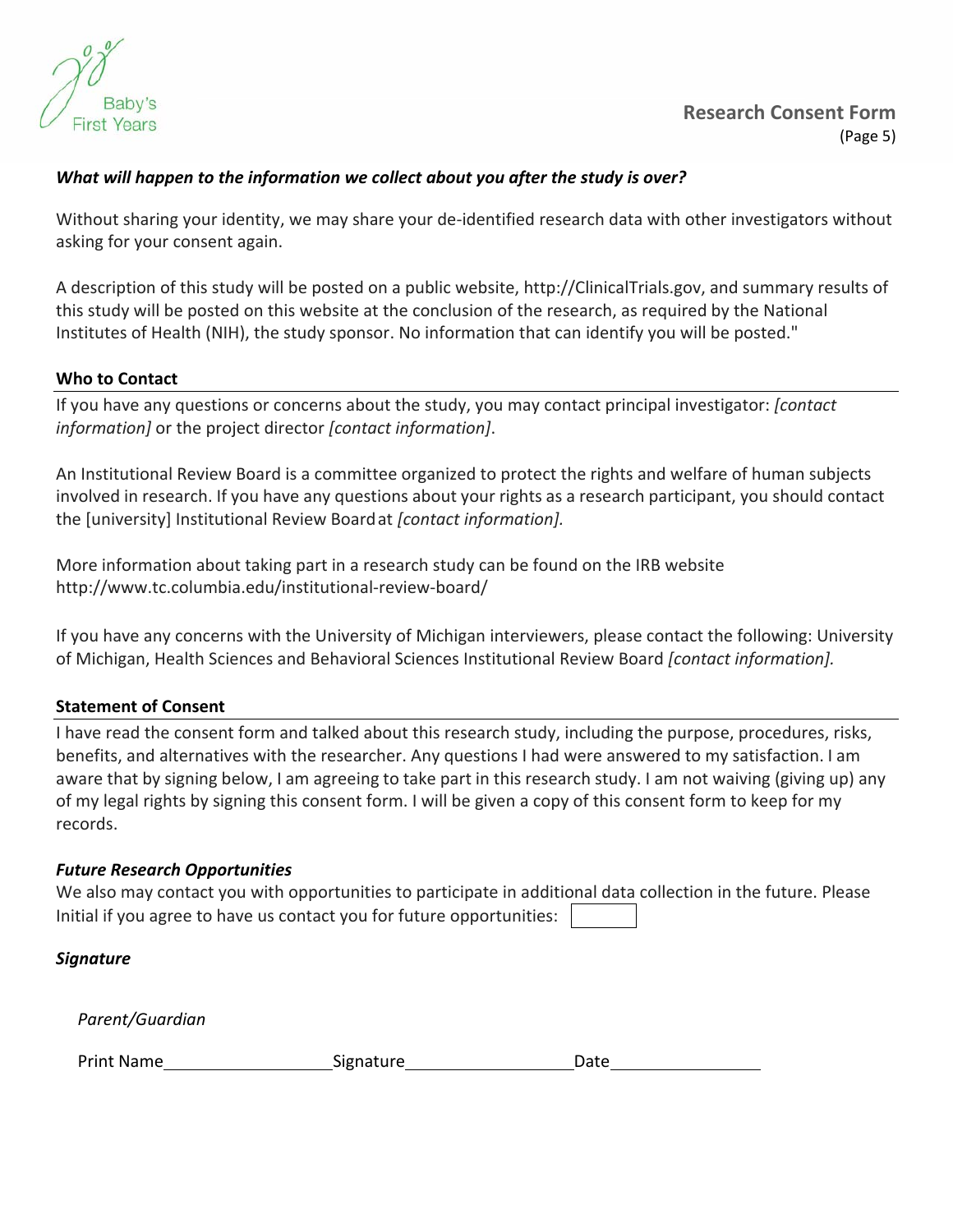### *What will happen to the information we collect about you after the study is over?*

Without sharing your identity, we may share your de-identified research data with other investigators without asking for your consent again.

A description of this study will be posted on a public website, http://ClinicalTrials.gov, and summary results of this study will be posted on this website at the conclusion of the research, as required by the National Institutes of Health (NIH), the study sponsor. No information that can identify you will be posted."

### **Who to Contact**

If you have any questions or concerns about the study, you may contact principal investigator: *[contact information]* or the project director *[contact information]*.

An Institutional Review Board is a committee organized to protect the rights and welfare of human subjects involved in research. If you have any questions about your rights as a research participant, you should contact the [university] Institutional Review Board at *[contact information].*

More information about taking part in a research study can be found on the IRB website http://www.tc.columbia.edu/institutional-review-board/

If you have any concerns with the University of Michigan interviewers, please contact the following: University of Michigan, Health Sciences and Behavioral Sciences Institutional Review Board *[contact information].*

### **Statement of Consent**

I have read the consent form and talked about this research study, including the purpose, procedures, risks, benefits, and alternatives with the researcher. Any questions I had were answered to my satisfaction. I am aware that by signing below, I am agreeing to take part in this research study. I am not waiving (giving up) any of my legal rights by signing this consent form. I will be given a copy of this consent form to keep for my records.

### ***Future Research Opportunities***

We also may contact you with opportunities to participate in additional data collection in the future. Please Initial if you agree to have us contact you for future opportunities: [ ]

### ***Signature***

*Parent/Guardian*

Print Name____________________ Signature____________________ Date__________________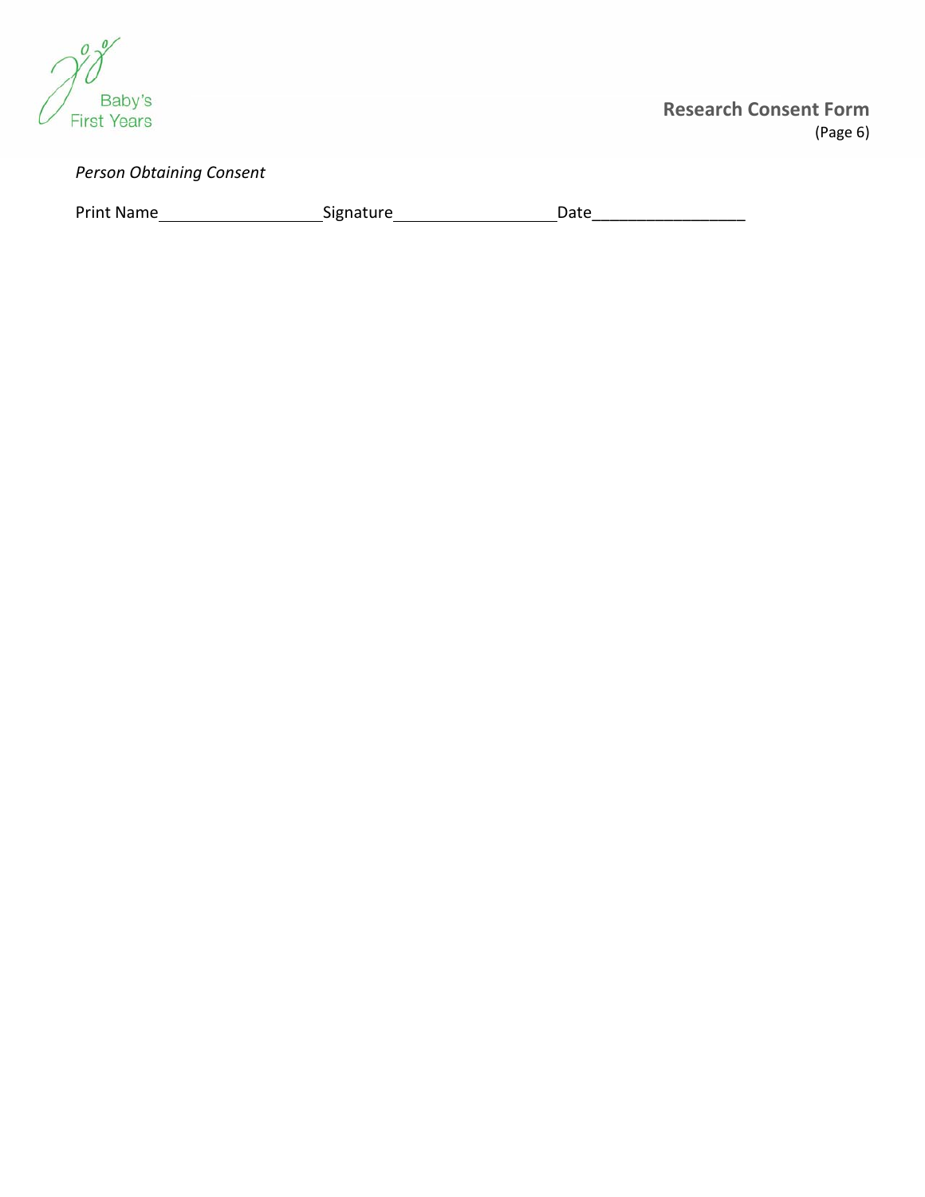*Person Obtaining Consent*

Print Name__________________ Signature__________________ Date_________________